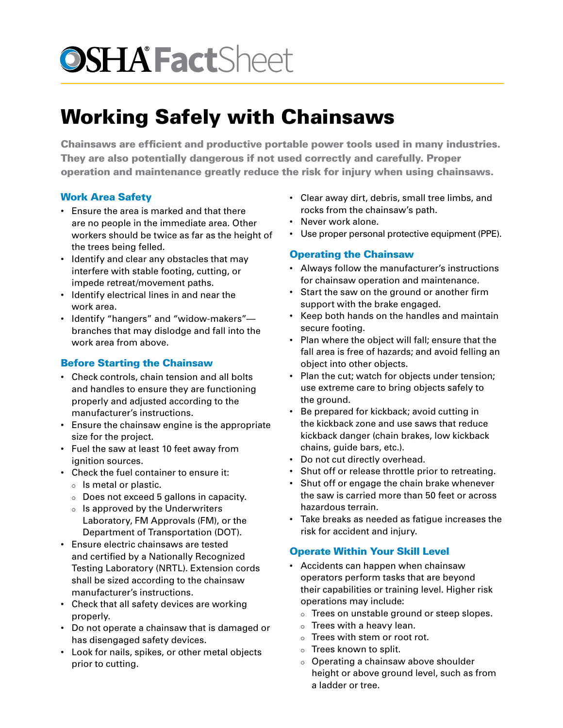# OSHA FactSheet

## Working Safely with Chainsaws

**Chainsaws are efficient and productive portable power tools used in many industries. They are also potentially dangerous if not used correctly and carefully. Proper operation and maintenance greatly reduce the risk for injury when using chainsaws.**

### Work Area Safety

- Ensure the area is marked and that there are no people in the immediate area. Other workers should be twice as far as the height of the trees being felled.
- Identify and clear any obstacles that may interfere with stable footing, cutting, or impede retreat/movement paths.
- Identify electrical lines in and near the work area.
- Identify "hangers" and "widow-makers"—branches that may dislodge and fall into the work area from above.
- Clear away dirt, debris, small tree limbs, and rocks from the chainsaw's path.
- Never work alone.
- Use proper personal protective equipment (PPE).

### Before Starting the Chainsaw

- Check controls, chain tension and all bolts and handles to ensure they are functioning properly and adjusted according to the manufacturer's instructions.
- Ensure the chainsaw engine is the appropriate size for the project.
- Fuel the saw at least 10 feet away from ignition sources.
- Check the fuel container to ensure it:
  - Is metal or plastic.
  - Does not exceed 5 gallons in capacity.
  - Is approved by the Underwriters Laboratory, FM Approvals (FM), or the Department of Transportation (DOT).
- Ensure electric chainsaws are tested and certified by a Nationally Recognized Testing Laboratory (NRTL). Extension cords shall be sized according to the chainsaw manufacturer's instructions.
- Check that all safety devices are working properly.
- Do not operate a chainsaw that is damaged or has disengaged safety devices.
- Look for nails, spikes, or other metal objects prior to cutting.

### Operating the Chainsaw

- Always follow the manufacturer's instructions for chainsaw operation and maintenance.
- Start the saw on the ground or another firm support with the brake engaged.
- Keep both hands on the handles and maintain secure footing.
- Plan where the object will fall; ensure that the fall area is free of hazards; and avoid felling an object into other objects.
- Plan the cut; watch for objects under tension; use extreme care to bring objects safely to the ground.
- Be prepared for kickback; avoid cutting in the kickback zone and use saws that reduce kickback danger (chain brakes, low kickback chains, guide bars, etc.).
- Do not cut directly overhead.
- Shut off or release throttle prior to retreating.
- Shut off or engage the chain brake whenever the saw is carried more than 50 feet or across hazardous terrain.
- Take breaks as needed as fatigue increases the risk for accident and injury.

### Operate Within Your Skill Level

- Accidents can happen when chainsaw operators perform tasks that are beyond their capabilities or training level. Higher risk operations may include:
  - Trees on unstable ground or steep slopes.
  - Trees with a heavy lean.
  - Trees with stem or root rot.
  - Trees known to split.
  - Operating a chainsaw above shoulder height or above ground level, such as from a ladder or tree.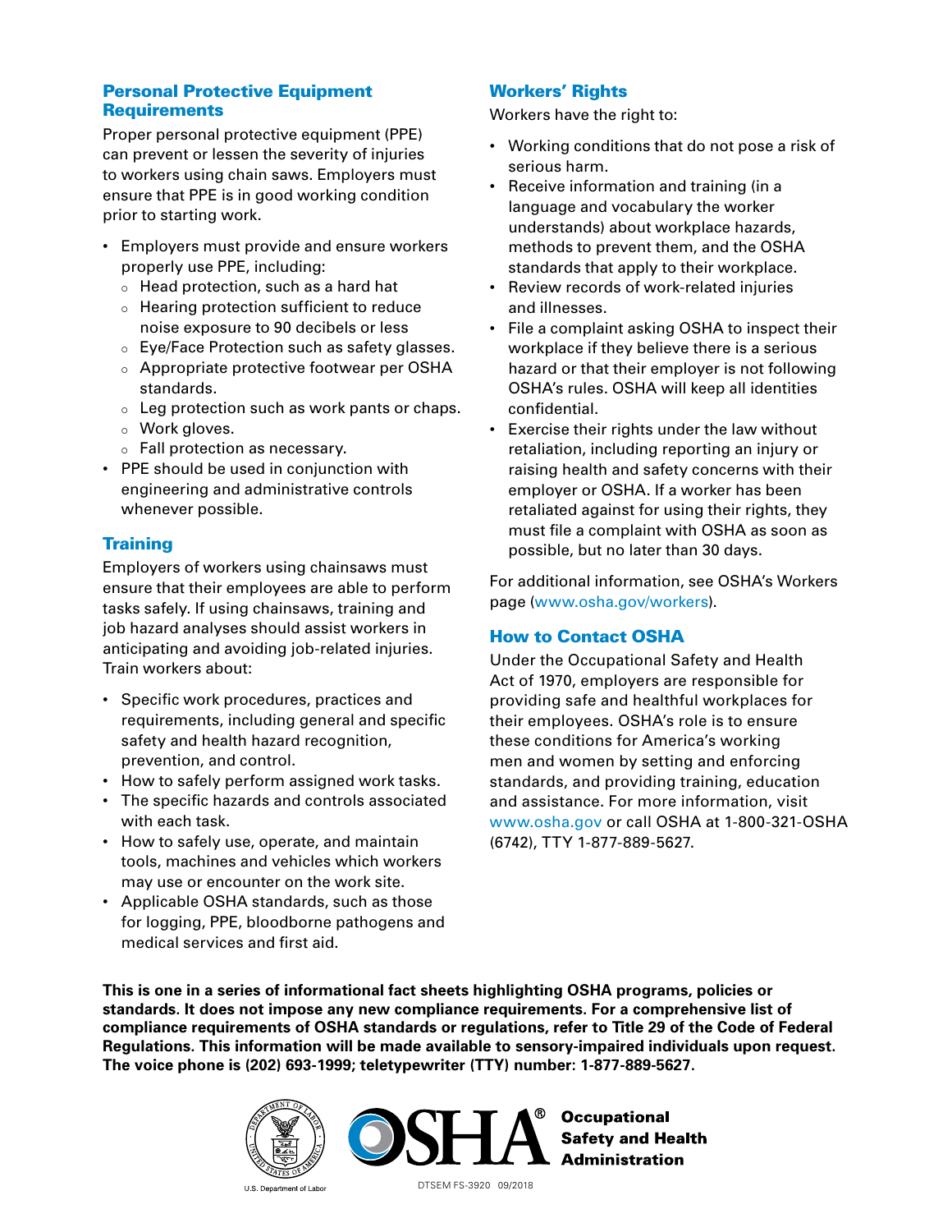## Personal Protective Equipment Requirements

Proper personal protective equipment (PPE) can prevent or lessen the severity of injuries to workers using chain saws. Employers must ensure that PPE is in good working condition prior to starting work.

- Employers must provide and ensure workers properly use PPE, including:
  - Head protection, such as a hard hat
  - Hearing protection sufficient to reduce noise exposure to 90 decibels or less
  - Eye/Face Protection such as safety glasses.
  - Appropriate protective footwear per OSHA standards.
  - Leg protection such as work pants or chaps.
  - Work gloves.
  - Fall protection as necessary.
- PPE should be used in conjunction with engineering and administrative controls whenever possible.

## Training

Employers of workers using chainsaws must ensure that their employees are able to perform tasks safely. If using chainsaws, training and job hazard analyses should assist workers in anticipating and avoiding job-related injuries. Train workers about:

- Specific work procedures, practices and requirements, including general and specific safety and health hazard recognition, prevention, and control.
- How to safely perform assigned work tasks.
- The specific hazards and controls associated with each task.
- How to safely use, operate, and maintain tools, machines and vehicles which workers may use or encounter on the work site.
- Applicable OSHA standards, such as those for logging, PPE, bloodborne pathogens and medical services and first aid.

## Workers' Rights

Workers have the right to:

- Working conditions that do not pose a risk of serious harm.
- Receive information and training (in a language and vocabulary the worker understands) about workplace hazards, methods to prevent them, and the OSHA standards that apply to their workplace.
- Review records of work-related injuries and illnesses.
- File a complaint asking OSHA to inspect their workplace if they believe there is a serious hazard or that their employer is not following OSHA's rules. OSHA will keep all identities confidential.
- Exercise their rights under the law without retaliation, including reporting an injury or raising health and safety concerns with their employer or OSHA. If a worker has been retaliated against for using their rights, they must file a complaint with OSHA as soon as possible, but no later than 30 days.

For additional information, see OSHA's Workers page (www.osha.gov/workers).

## How to Contact OSHA

Under the Occupational Safety and Health Act of 1970, employers are responsible for providing safe and healthful workplaces for their employees. OSHA's role is to ensure these conditions for America's working men and women by setting and enforcing standards, and providing training, education and assistance. For more information, visit www.osha.gov or call OSHA at 1-800-321-OSHA (6742), TTY 1-877-889-5627.

**This is one in a series of informational fact sheets highlighting OSHA programs, policies or standards. It does not impose any new compliance requirements. For a comprehensive list of compliance requirements of OSHA standards or regulations, refer to Title 29 of the Code of Federal Regulations. This information will be made available to sensory-impaired individuals upon request. The voice phone is (202) 693-1999; teletypewriter (TTY) number: 1-877-889-5627.**

U.S. Department of Labor

OSHA® **Occupational Safety and Health Administration**

DTSEM FS-3920 09/2018